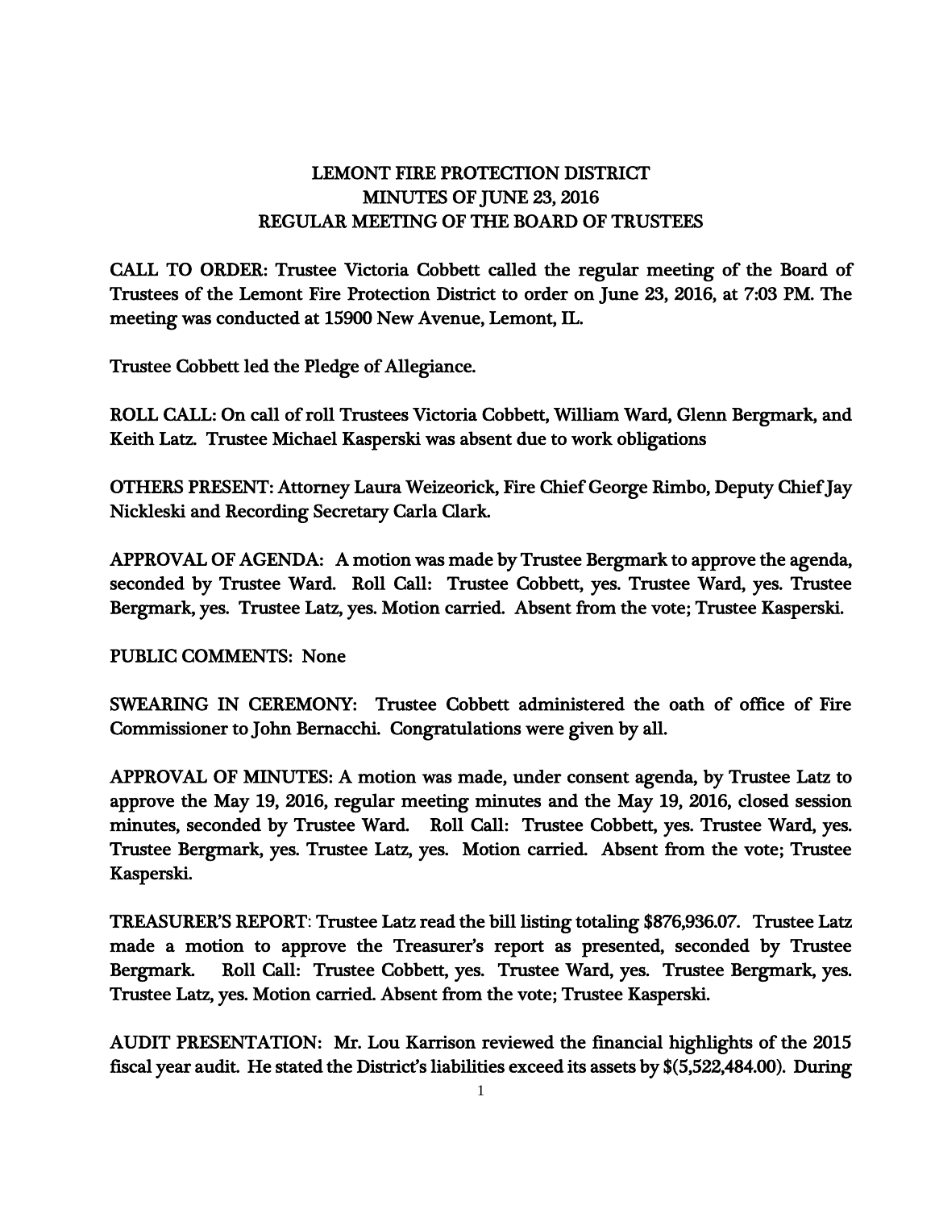# LEMONT FIRE PROTECTION DISTRICT
## MINUTES OF JUNE 23, 2016
## REGULAR MEETING OF THE BOARD OF TRUSTEES

CALL TO ORDER: Trustee Victoria Cobbett called the regular meeting of the Board of Trustees of the Lemont Fire Protection District to order on June 23, 2016, at 7:03 PM. The meeting was conducted at 15900 New Avenue, Lemont, IL.

Trustee Cobbett led the Pledge of Allegiance.

ROLL CALL: On call of roll Trustees Victoria Cobbett, William Ward, Glenn Bergmark, and Keith Latz. Trustee Michael Kasperski was absent due to work obligations

OTHERS PRESENT: Attorney Laura Weizeorick, Fire Chief George Rimbo, Deputy Chief Jay Nickleski and Recording Secretary Carla Clark.

APPROVAL OF AGENDA: A motion was made by Trustee Bergmark to approve the agenda, seconded by Trustee Ward. Roll Call: Trustee Cobbett, yes. Trustee Ward, yes. Trustee Bergmark, yes. Trustee Latz, yes. Motion carried. Absent from the vote; Trustee Kasperski.

PUBLIC COMMENTS: None

SWEARING IN CEREMONY: Trustee Cobbett administered the oath of office of Fire Commissioner to John Bernacchi. Congratulations were given by all.

APPROVAL OF MINUTES: A motion was made, under consent agenda, by Trustee Latz to approve the May 19, 2016, regular meeting minutes and the May 19, 2016, closed session minutes, seconded by Trustee Ward. Roll Call: Trustee Cobbett, yes. Trustee Ward, yes. Trustee Bergmark, yes. Trustee Latz, yes. Motion carried. Absent from the vote; Trustee Kasperski.

TREASURER'S REPORT: Trustee Latz read the bill listing totaling $876,936.07. Trustee Latz made a motion to approve the Treasurer's report as presented, seconded by Trustee Bergmark. Roll Call: Trustee Cobbett, yes. Trustee Ward, yes. Trustee Bergmark, yes. Trustee Latz, yes. Motion carried. Absent from the vote; Trustee Kasperski.

AUDIT PRESENTATION: Mr. Lou Karrison reviewed the financial highlights of the 2015 fiscal year audit. He stated the District's liabilities exceed its assets by $(5,522,484.00). During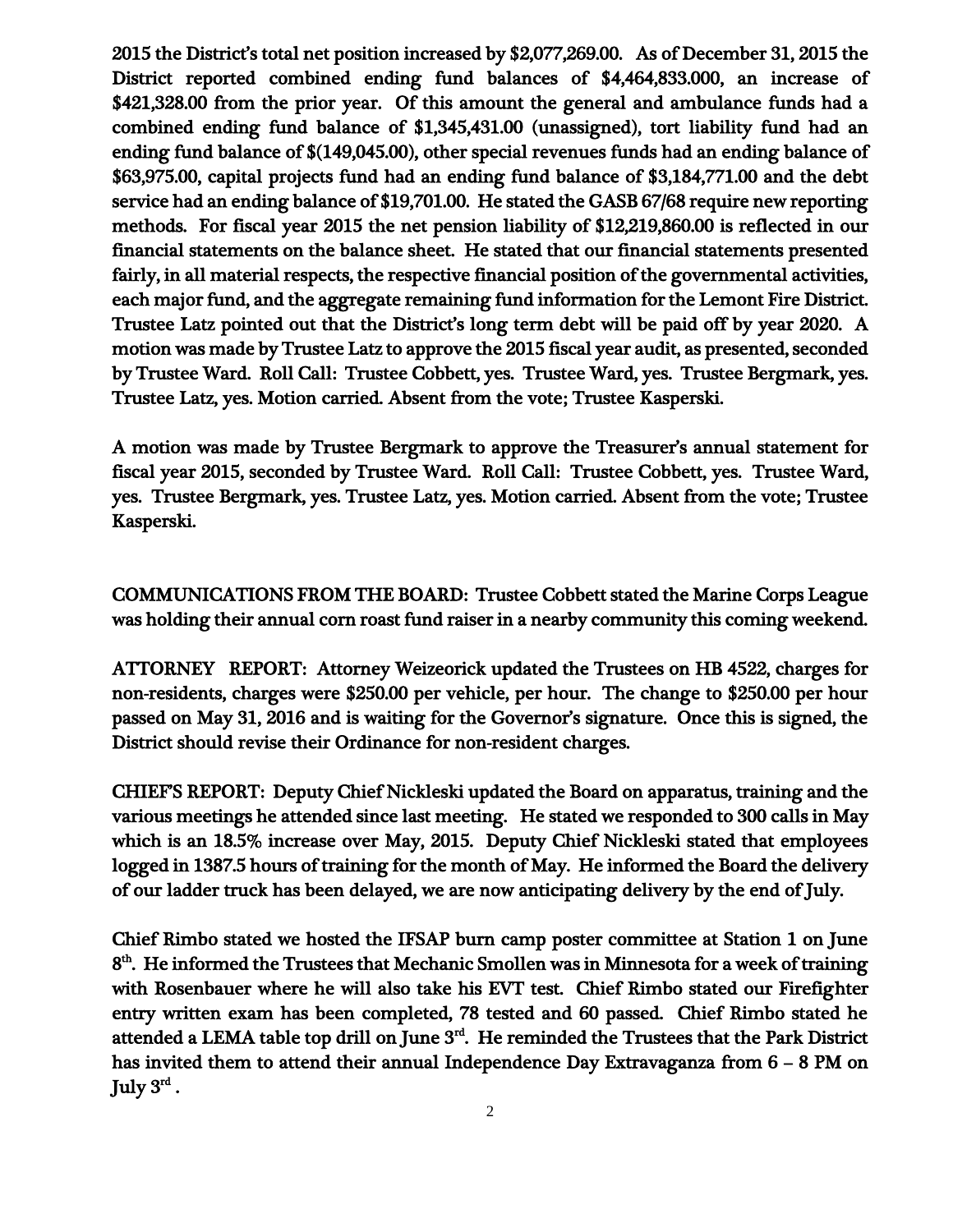**2015 the District's total net position increased by $2,077,269.00. As of December 31, 2015 the District reported combined ending fund balances of $4,464,833.000, an increase of $421,328.00 from the prior year. Of this amount the general and ambulance funds had a combined ending fund balance of $1,345,431.00 (unassigned), tort liability fund had an ending fund balance of $(149,045.00), other special revenues funds had an ending balance of $63,975.00, capital projects fund had an ending fund balance of $3,184,771.00 and the debt service had an ending balance of $19,701.00. He stated the GASB 67/68 require new reporting methods. For fiscal year 2015 the net pension liability of $12,219,860.00 is reflected in our financial statements on the balance sheet. He stated that our financial statements presented fairly, in all material respects, the respective financial position of the governmental activities, each major fund, and the aggregate remaining fund information for the Lemont Fire District. Trustee Latz pointed out that the District's long term debt will be paid off by year 2020. A motion was made by Trustee Latz to approve the 2015 fiscal year audit, as presented, seconded by Trustee Ward. Roll Call: Trustee Cobbett, yes. Trustee Ward, yes. Trustee Bergmark, yes. Trustee Latz, yes. Motion carried. Absent from the vote; Trustee Kasperski.**

**A motion was made by Trustee Bergmark to approve the Treasurer's annual statement for fiscal year 2015, seconded by Trustee Ward. Roll Call: Trustee Cobbett, yes. Trustee Ward, yes. Trustee Bergmark, yes. Trustee Latz, yes. Motion carried. Absent from the vote; Trustee Kasperski.**

**COMMUNICATIONS FROM THE BOARD: Trustee Cobbett stated the Marine Corps League was holding their annual corn roast fund raiser in a nearby community this coming weekend.**

**ATTORNEY REPORT: Attorney Weizeorick updated the Trustees on HB 4522, charges for non-residents, charges were $250.00 per vehicle, per hour. The change to $250.00 per hour passed on May 31, 2016 and is waiting for the Governor's signature. Once this is signed, the District should revise their Ordinance for non-resident charges.**

**CHIEF'S REPORT: Deputy Chief Nickleski updated the Board on apparatus, training and the various meetings he attended since last meeting. He stated we responded to 300 calls in May which is an 18.5% increase over May, 2015. Deputy Chief Nickleski stated that employees logged in 1387.5 hours of training for the month of May. He informed the Board the delivery of our ladder truck has been delayed, we are now anticipating delivery by the end of July.**

**Chief Rimbo stated we hosted the IFSAP burn camp poster committee at Station 1 on June 8th. He informed the Trustees that Mechanic Smollen was in Minnesota for a week of training with Rosenbauer where he will also take his EVT test. Chief Rimbo stated our Firefighter entry written exam has been completed, 78 tested and 60 passed. Chief Rimbo stated he attended a LEMA table top drill on June 3rd. He reminded the Trustees that the Park District has invited them to attend their annual Independence Day Extravaganza from 6 – 8 PM on July 3rd.**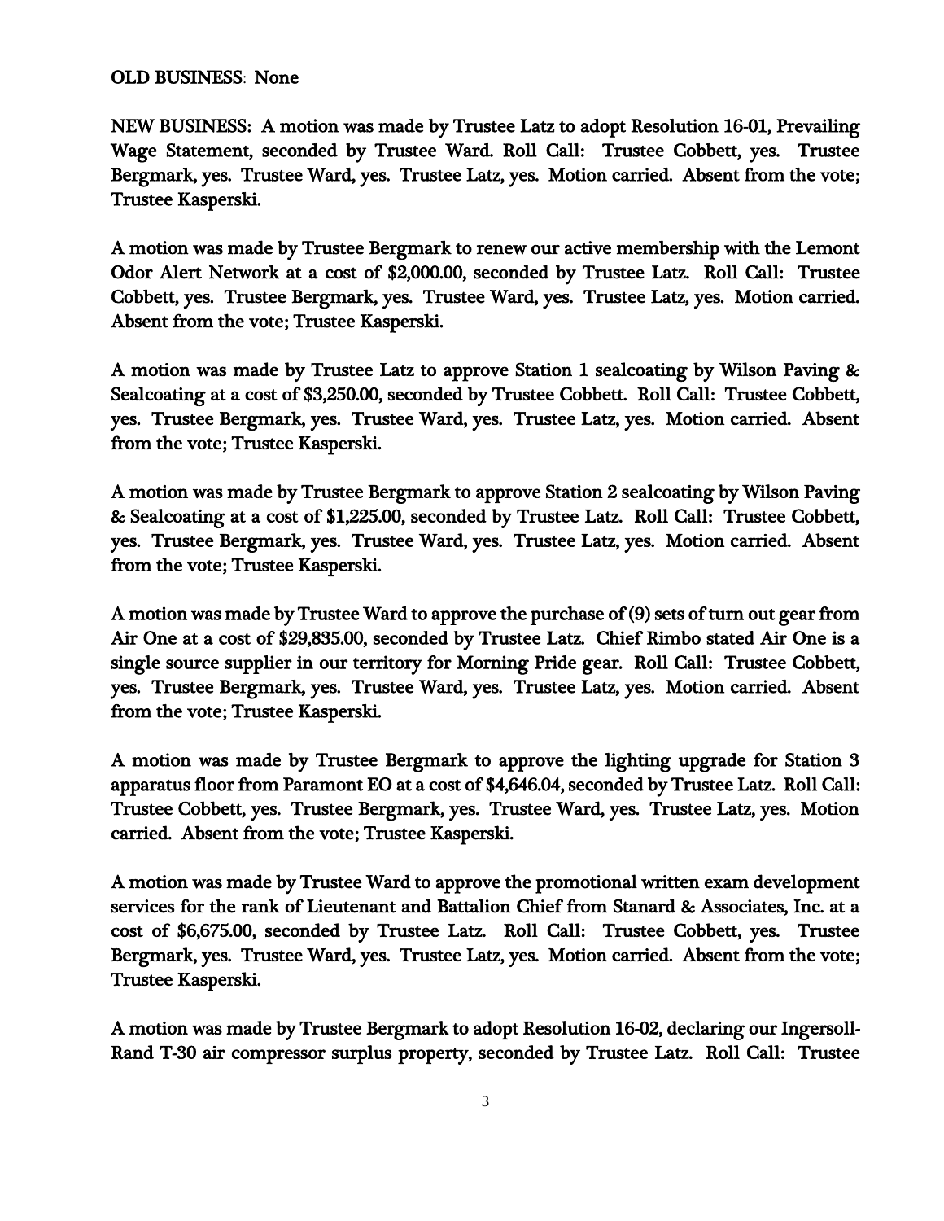OLD BUSINESS: None

NEW BUSINESS: A motion was made by Trustee Latz to adopt Resolution 16-01, Prevailing Wage Statement, seconded by Trustee Ward. Roll Call: Trustee Cobbett, yes. Trustee Bergmark, yes. Trustee Ward, yes. Trustee Latz, yes. Motion carried. Absent from the vote; Trustee Kasperski.

A motion was made by Trustee Bergmark to renew our active membership with the Lemont Odor Alert Network at a cost of $2,000.00, seconded by Trustee Latz. Roll Call: Trustee Cobbett, yes. Trustee Bergmark, yes. Trustee Ward, yes. Trustee Latz, yes. Motion carried. Absent from the vote; Trustee Kasperski.

A motion was made by Trustee Latz to approve Station 1 sealcoating by Wilson Paving & Sealcoating at a cost of $3,250.00, seconded by Trustee Cobbett. Roll Call: Trustee Cobbett, yes. Trustee Bergmark, yes. Trustee Ward, yes. Trustee Latz, yes. Motion carried. Absent from the vote; Trustee Kasperski.

A motion was made by Trustee Bergmark to approve Station 2 sealcoating by Wilson Paving & Sealcoating at a cost of $1,225.00, seconded by Trustee Latz. Roll Call: Trustee Cobbett, yes. Trustee Bergmark, yes. Trustee Ward, yes. Trustee Latz, yes. Motion carried. Absent from the vote; Trustee Kasperski.

A motion was made by Trustee Ward to approve the purchase of (9) sets of turn out gear from Air One at a cost of $29,835.00, seconded by Trustee Latz. Chief Rimbo stated Air One is a single source supplier in our territory for Morning Pride gear. Roll Call: Trustee Cobbett, yes. Trustee Bergmark, yes. Trustee Ward, yes. Trustee Latz, yes. Motion carried. Absent from the vote; Trustee Kasperski.

A motion was made by Trustee Bergmark to approve the lighting upgrade for Station 3 apparatus floor from Paramont EO at a cost of $4,646.04, seconded by Trustee Latz. Roll Call: Trustee Cobbett, yes. Trustee Bergmark, yes. Trustee Ward, yes. Trustee Latz, yes. Motion carried. Absent from the vote; Trustee Kasperski.

A motion was made by Trustee Ward to approve the promotional written exam development services for the rank of Lieutenant and Battalion Chief from Stanard & Associates, Inc. at a cost of $6,675.00, seconded by Trustee Latz. Roll Call: Trustee Cobbett, yes. Trustee Bergmark, yes. Trustee Ward, yes. Trustee Latz, yes. Motion carried. Absent from the vote; Trustee Kasperski.

A motion was made by Trustee Bergmark to adopt Resolution 16-02, declaring our Ingersoll-Rand T-30 air compressor surplus property, seconded by Trustee Latz. Roll Call: Trustee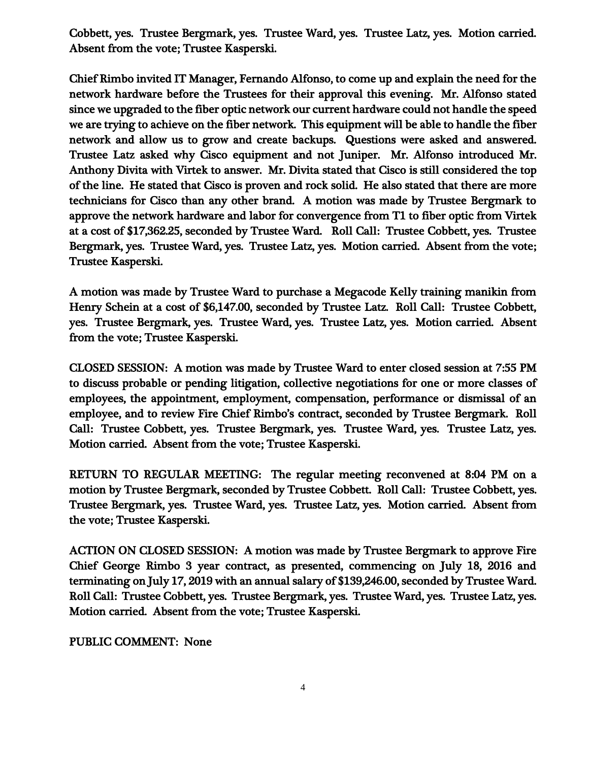Cobbett, yes. Trustee Bergmark, yes. Trustee Ward, yes. Trustee Latz, yes. Motion carried. Absent from the vote; Trustee Kasperski.

Chief Rimbo invited IT Manager, Fernando Alfonso, to come up and explain the need for the network hardware before the Trustees for their approval this evening. Mr. Alfonso stated since we upgraded to the fiber optic network our current hardware could not handle the speed we are trying to achieve on the fiber network. This equipment will be able to handle the fiber network and allow us to grow and create backups. Questions were asked and answered. Trustee Latz asked why Cisco equipment and not Juniper. Mr. Alfonso introduced Mr. Anthony Divita with Virtek to answer. Mr. Divita stated that Cisco is still considered the top of the line. He stated that Cisco is proven and rock solid. He also stated that there are more technicians for Cisco than any other brand. A motion was made by Trustee Bergmark to approve the network hardware and labor for convergence from T1 to fiber optic from Virtek at a cost of $17,362.25, seconded by Trustee Ward. Roll Call: Trustee Cobbett, yes. Trustee Bergmark, yes. Trustee Ward, yes. Trustee Latz, yes. Motion carried. Absent from the vote; Trustee Kasperski.

A motion was made by Trustee Ward to purchase a Megacode Kelly training manikin from Henry Schein at a cost of $6,147.00, seconded by Trustee Latz. Roll Call: Trustee Cobbett, yes. Trustee Bergmark, yes. Trustee Ward, yes. Trustee Latz, yes. Motion carried. Absent from the vote; Trustee Kasperski.

CLOSED SESSION: A motion was made by Trustee Ward to enter closed session at 7:55 PM to discuss probable or pending litigation, collective negotiations for one or more classes of employees, the appointment, employment, compensation, performance or dismissal of an employee, and to review Fire Chief Rimbo's contract, seconded by Trustee Bergmark. Roll Call: Trustee Cobbett, yes. Trustee Bergmark, yes. Trustee Ward, yes. Trustee Latz, yes. Motion carried. Absent from the vote; Trustee Kasperski.

RETURN TO REGULAR MEETING: The regular meeting reconvened at 8:04 PM on a motion by Trustee Bergmark, seconded by Trustee Cobbett. Roll Call: Trustee Cobbett, yes. Trustee Bergmark, yes. Trustee Ward, yes. Trustee Latz, yes. Motion carried. Absent from the vote; Trustee Kasperski.

ACTION ON CLOSED SESSION: A motion was made by Trustee Bergmark to approve Fire Chief George Rimbo 3 year contract, as presented, commencing on July 18, 2016 and terminating on July 17, 2019 with an annual salary of $139,246.00, seconded by Trustee Ward. Roll Call: Trustee Cobbett, yes. Trustee Bergmark, yes. Trustee Ward, yes. Trustee Latz, yes. Motion carried. Absent from the vote; Trustee Kasperski.

PUBLIC COMMENT: None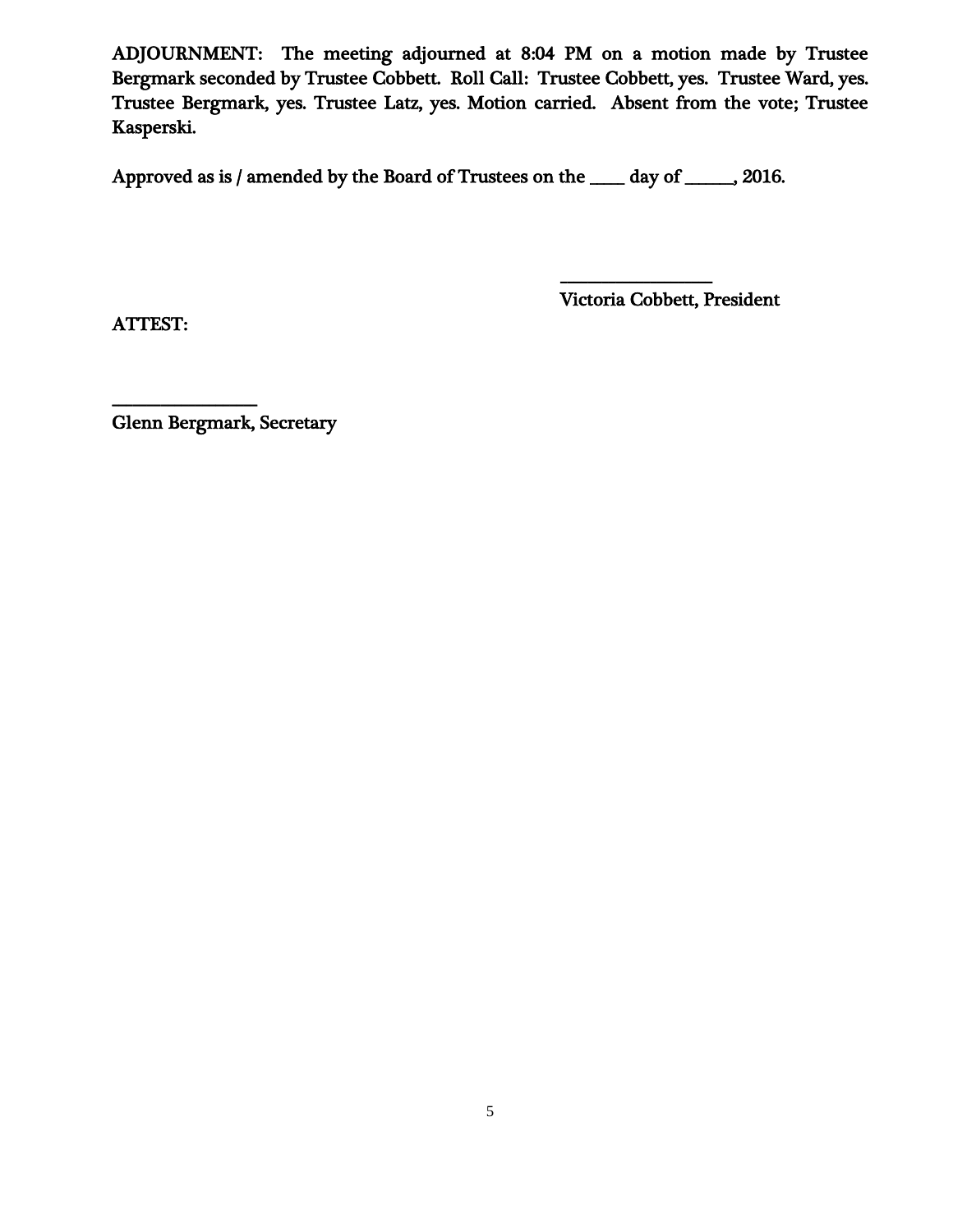ADJOURNMENT: The meeting adjourned at 8:04 PM on a motion made by Trustee Bergmark seconded by Trustee Cobbett. Roll Call: Trustee Cobbett, yes. Trustee Ward, yes. Trustee Bergmark, yes. Trustee Latz, yes. Motion carried. Absent from the vote; Trustee Kasperski.

Approved as is / amended by the Board of Trustees on the ____ day of _____, 2016.

_______________
Victoria Cobbett, President

ATTEST:

_______________
Glenn Bergmark, Secretary